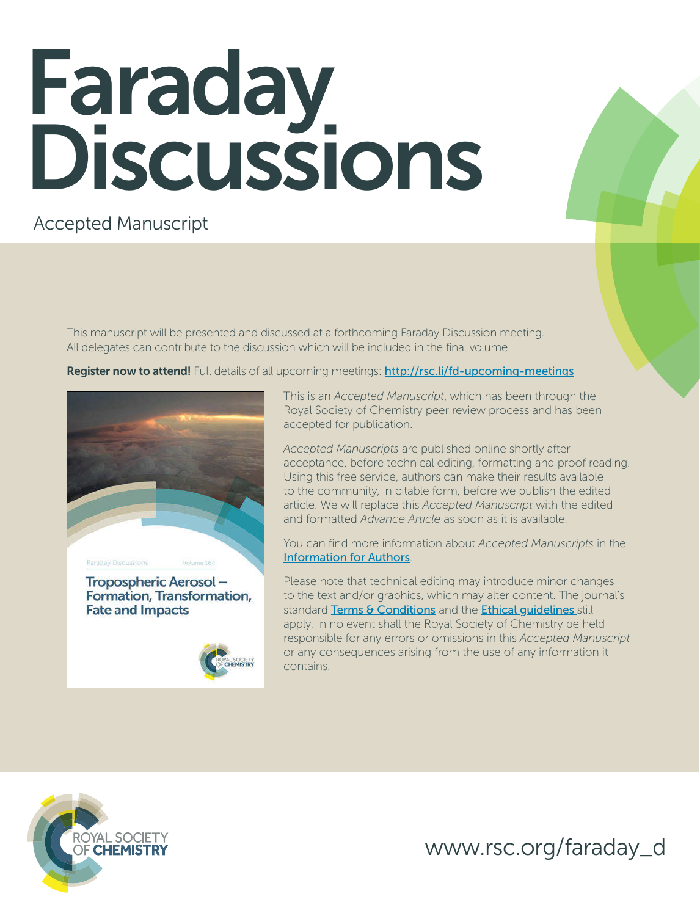# Faraday Discussions

Accepted Manuscript

This manuscript will be presented and discussed at a forthcoming Faraday Discussion meeting. All delegates can contribute to the discussion which will be included in the final volume.

**Register now to attend!** Full details of all upcoming meetings: http://rsc.li/fd-upcoming-meetings

Faraday Discussions Volume 164

Tropospheric Aerosol – Formation, Transformation, Fate and Impacts

This is an *Accepted Manuscript*, which has been through the Royal Society of Chemistry peer review process and has been accepted for publication.

*Accepted Manuscripts* are published online shortly after acceptance, before technical editing, formatting and proof reading. Using this free service, authors can make their results available to the community, in citable form, before we publish the edited article. We will replace this *Accepted Manuscript* with the edited and formatted *Advance Article* as soon as it is available.

You can find more information about *Accepted Manuscripts* in the Information for Authors.

Please note that technical editing may introduce minor changes to the text and/or graphics, which may alter content. The journal's standard Terms & Conditions and the Ethical guidelines still apply. In no event shall the Royal Society of Chemistry be held responsible for any errors or omissions in this *Accepted Manuscript* or any consequences arising from the use of any information it contains.

ROYAL SOCIETY OF CHEMISTRY

www.rsc.org/faraday_d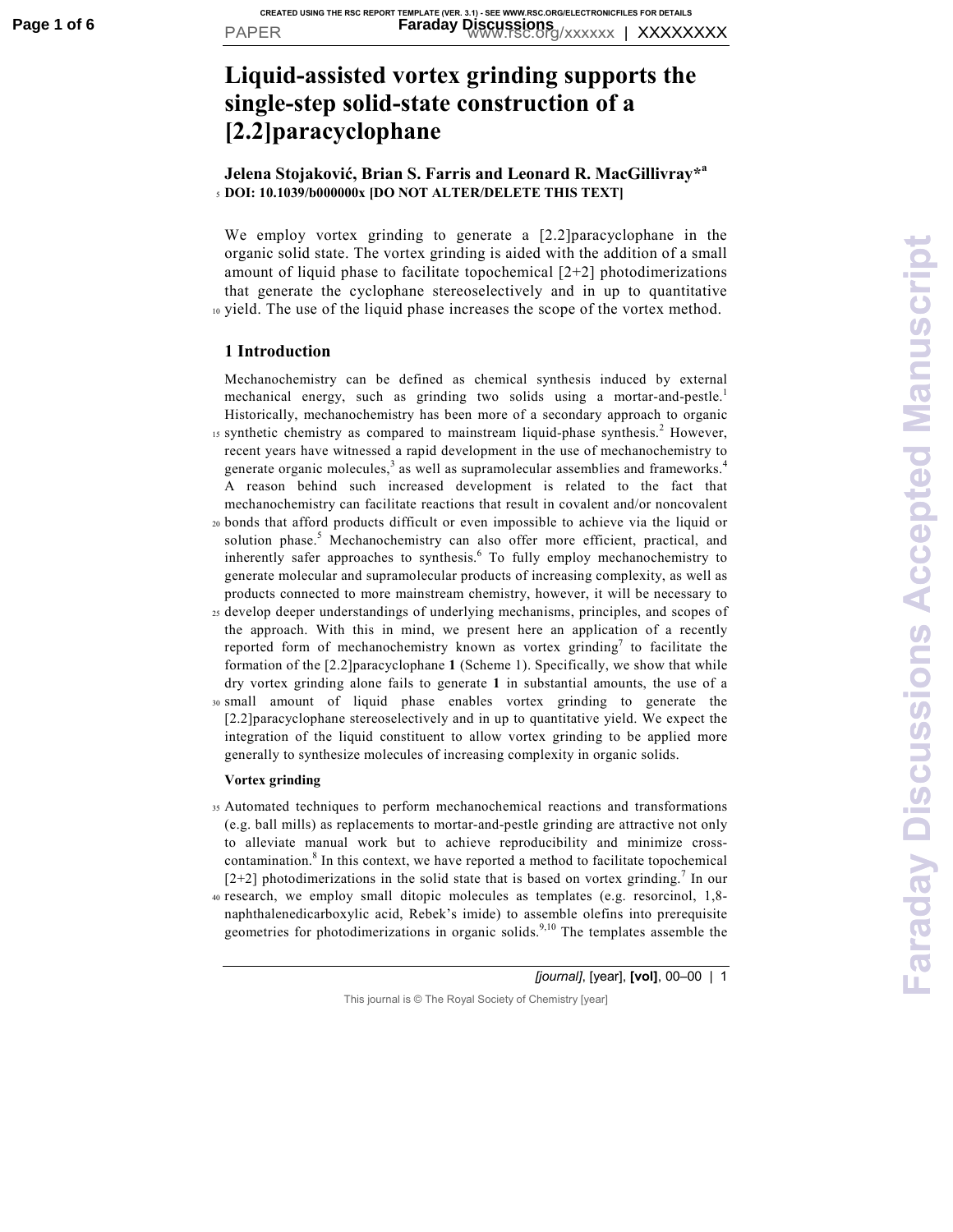# Liquid-assisted vortex grinding supports the single-step solid-state construction of a [2.2]paracyclophane

**Jelena Stojaković, Brian S. Farris and Leonard R. MacGillivray*[a]**

**DOI: 10.1039/b000000x [DO NOT ALTER/DELETE THIS TEXT]**

We employ vortex grinding to generate a [2.2]paracyclophane in the organic solid state. The vortex grinding is aided with the addition of a small amount of liquid phase to facilitate topochemical [2+2] photodimerizations that generate the cyclophane stereoselectively and in up to quantitative yield. The use of the liquid phase increases the scope of the vortex method.

## 1 Introduction

Mechanochemistry can be defined as chemical synthesis induced by external mechanical energy, such as grinding two solids using a mortar-and-pestle.[1] Historically, mechanochemistry has been more of a secondary approach to organic synthetic chemistry as compared to mainstream liquid-phase synthesis.[2] However, recent years have witnessed a rapid development in the use of mechanochemistry to generate organic molecules,[3] as well as supramolecular assemblies and frameworks.[4] A reason behind such increased development is related to the fact that mechanochemistry can facilitate reactions that result in covalent and/or noncovalent bonds that afford products difficult or even impossible to achieve via the liquid or solution phase.[5] Mechanochemistry can also offer more efficient, practical, and inherently safer approaches to synthesis.[6] To fully employ mechanochemistry to generate molecular and supramolecular products of increasing complexity, as well as products connected to more mainstream chemistry, however, it will be necessary to develop deeper understandings of underlying mechanisms, principles, and scopes of the approach. With this in mind, we present here an application of a recently reported form of mechanochemistry known as vortex grinding[7] to facilitate the formation of the [2.2]paracyclophane **1** (Scheme 1). Specifically, we show that while dry vortex grinding alone fails to generate **1** in substantial amounts, the use of a small amount of liquid phase enables vortex grinding to generate the [2.2]paracyclophane stereoselectively and in up to quantitative yield. We expect the integration of the liquid constituent to allow vortex grinding to be applied more generally to synthesize molecules of increasing complexity in organic solids.

### Vortex grinding

Automated techniques to perform mechanochemical reactions and transformations (e.g. ball mills) as replacements to mortar-and-pestle grinding are attractive not only to alleviate manual work but to achieve reproducibility and minimize cross-contamination.[8] In this context, we have reported a method to facilitate topochemical [2+2] photodimerizations in the solid state that is based on vortex grinding.[7] In our research, we employ small ditopic molecules as templates (e.g. resorcinol, 1,8-naphthalenedicarboxylic acid, Rebek's imide) to assemble olefins into prerequisite geometries for photodimerizations in organic solids.[9,10] The templates assemble the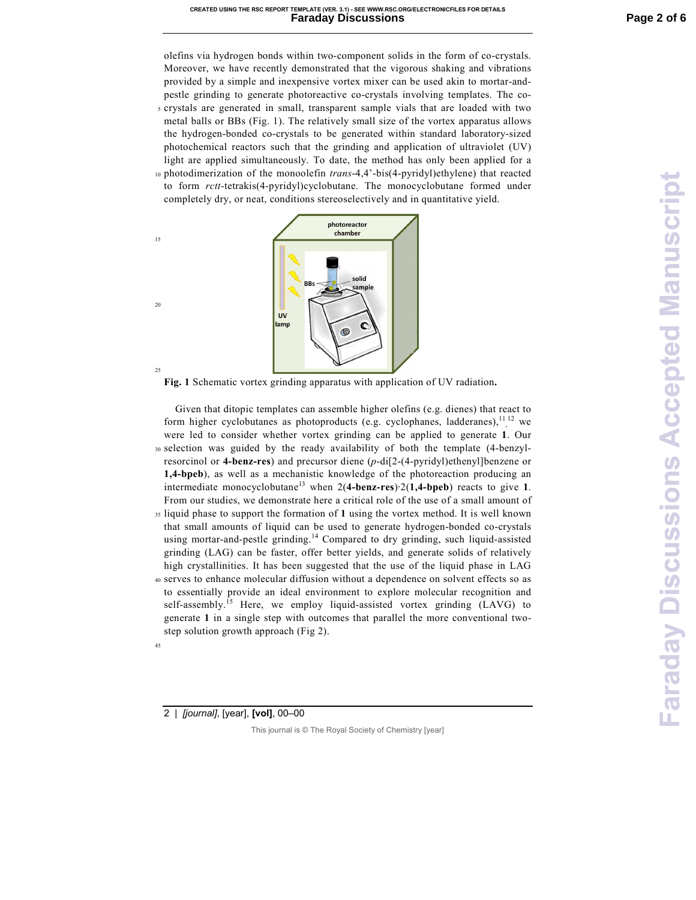olefins via hydrogen bonds within two-component solids in the form of co-crystals. Moreover, we have recently demonstrated that the vigorous shaking and vibrations provided by a simple and inexpensive vortex mixer can be used akin to mortar-and-pestle grinding to generate photoreactive co-crystals involving templates. The co-crystals are generated in small, transparent sample vials that are loaded with two metal balls or BBs (Fig. 1). The relatively small size of the vortex apparatus allows the hydrogen-bonded co-crystals to be generated within standard laboratory-sized photochemical reactors such that the grinding and application of ultraviolet (UV) light are applied simultaneously. To date, the method has only been applied for a photodimerization of the monoolefin *trans*-4,4'-bis(4-pyridyl)ethylene) that reacted to form *rctt*-tetrakis(4-pyridyl)cyclobutane. The monocyclobutane formed under completely dry, or neat, conditions stereoselectively and in quantitative yield.

**Fig. 1** Schematic vortex grinding apparatus with application of UV radiation**.**

Given that ditopic templates can assemble higher olefins (e.g. dienes) that react to form higher cyclobutanes as photoproducts (e.g. cyclophanes, ladderanes),[11,12] we were led to consider whether vortex grinding can be applied to generate **1**. Our selection was guided by the ready availability of both the template (4-benzyl-resorcinol or **4-benz-res**) and precursor diene (*p*-di[2-(4-pyridyl)ethenyl]benzene or **1,4-bpeb**), as well as a mechanistic knowledge of the photoreaction producing an intermediate monocyclobutane[13] when 2(**4-benz-res**)·2(**1,4-bpeb**) reacts to give **1**. From our studies, we demonstrate here a critical role of the use of a small amount of liquid phase to support the formation of **1** using the vortex method. It is well known that small amounts of liquid can be used to generate hydrogen-bonded co-crystals using mortar-and-pestle grinding.[14] Compared to dry grinding, such liquid-assisted grinding (LAG) can be faster, offer better yields, and generate solids of relatively high crystallinities. It has been suggested that the use of the liquid phase in LAG serves to enhance molecular diffusion without a dependence on solvent effects so as to essentially provide an ideal environment to explore molecular recognition and self-assembly.[15] Here, we employ liquid-assisted vortex grinding (LAVG) to generate **1** in a single step with outcomes that parallel the more conventional two-step solution growth approach (Fig 2).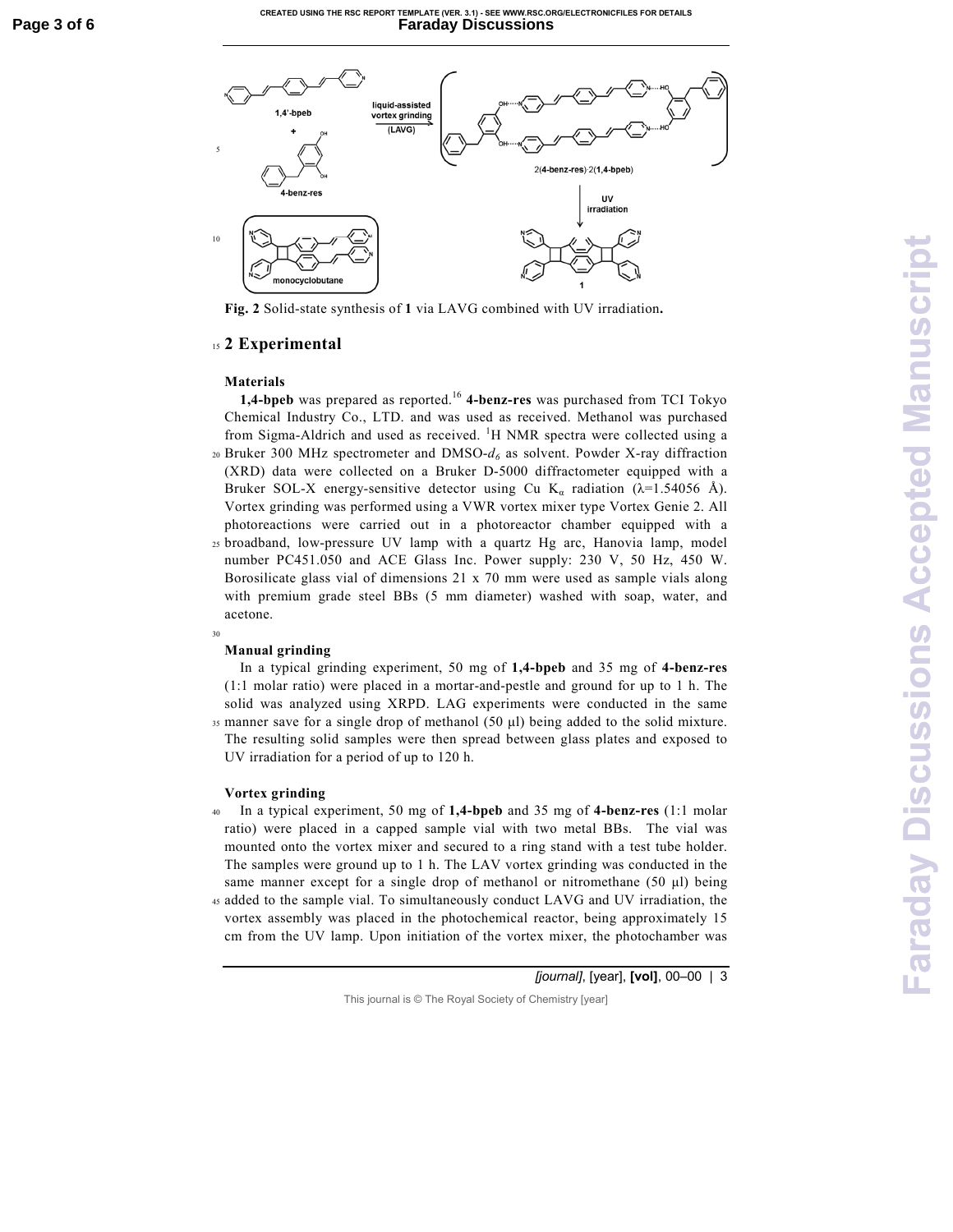**Fig. 2** Solid-state synthesis of **1** via LAVG combined with UV irradiation**.**

## 2 Experimental

### Materials

**1,4-bpeb** was prepared as reported.[16] **4-benz-res** was purchased from TCI Tokyo Chemical Industry Co., LTD. and was used as received. Methanol was purchased from Sigma-Aldrich and used as received. $^1$H NMR spectra were collected using a Bruker 300 MHz spectrometer and DMSO-$d_6$ as solvent. Powder X-ray diffraction (XRD) data were collected on a Bruker D-5000 diffractometer equipped with a Bruker SOL-X energy-sensitive detector using Cu $K_\alpha$ radiation ($\lambda$=1.54056 Å). Vortex grinding was performed using a VWR vortex mixer type Vortex Genie 2. All photoreactions were carried out in a photoreactor chamber equipped with a broadband, low-pressure UV lamp with a quartz Hg arc, Hanovia lamp, model number PC451.050 and ACE Glass Inc. Power supply: 230 V, 50 Hz, 450 W. Borosilicate glass vial of dimensions 21 x 70 mm were used as sample vials along with premium grade steel BBs (5 mm diameter) washed with soap, water, and acetone.

### Manual grinding

In a typical grinding experiment, 50 mg of **1,4-bpeb** and 35 mg of **4-benz-res** (1:1 molar ratio) were placed in a mortar-and-pestle and ground for up to 1 h. The solid was analyzed using XRPD. LAG experiments were conducted in the same manner save for a single drop of methanol (50 µl) being added to the solid mixture. The resulting solid samples were then spread between glass plates and exposed to UV irradiation for a period of up to 120 h.

### Vortex grinding

In a typical experiment, 50 mg of **1,4-bpeb** and 35 mg of **4-benz-res** (1:1 molar ratio) were placed in a capped sample vial with two metal BBs. The vial was mounted onto the vortex mixer and secured to a ring stand with a test tube holder. The samples were ground up to 1 h. The LAV vortex grinding was conducted in the same manner except for a single drop of methanol or nitromethane (50 µl) being added to the sample vial. To simultaneously conduct LAVG and UV irradiation, the vortex assembly was placed in the photochemical reactor, being approximately 15 cm from the UV lamp. Upon initiation of the vortex mixer, the photochamber was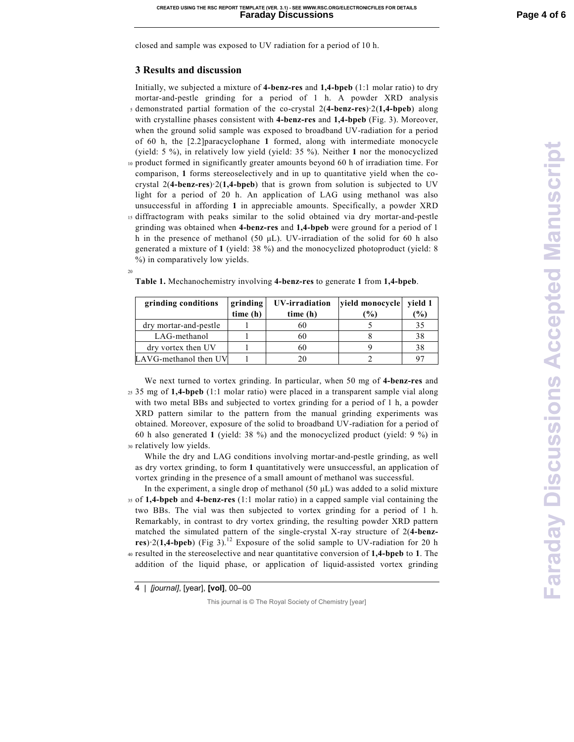closed and sample was exposed to UV radiation for a period of 10 h.

## 3 Results and discussion

Initially, we subjected a mixture of **4-benz-res** and **1,4-bpeb** (1:1 molar ratio) to dry mortar-and-pestle grinding for a period of 1 h. A powder XRD analysis demonstrated partial formation of the co-crystal 2(**4-benz-res**)·2(**1,4-bpeb**) along with crystalline phases consistent with **4-benz-res** and **1,4-bpeb** (Fig. 3). Moreover, when the ground solid sample was exposed to broadband UV-radiation for a period of 60 h, the [2.2]paracyclophane **1** formed, along with intermediate monocycle (yield: 5 %), in relatively low yield (yield: 35 %). Neither **1** nor the monocyclized product formed in significantly greater amounts beyond 60 h of irradiation time. For comparison, **1** forms stereoselectively and in up to quantitative yield when the co-crystal 2(**4-benz-res**)·2(**1,4-bpeb**) that is grown from solution is subjected to UV light for a period of 20 h. An application of LAG using methanol was also unsuccessful in affording **1** in appreciable amounts. Specifically, a powder XRD diffractogram with peaks similar to the solid obtained via dry mortar-and-pestle grinding was obtained when **4-benz-res** and **1,4-bpeb** were ground for a period of 1 h in the presence of methanol (50 μL). UV-irradiation of the solid for 60 h also generated a mixture of **1** (yield: 38 %) and the monocyclized photoproduct (yield: 8 %) in comparatively low yields.

**Table 1.** Mechanochemistry involving **4-benz-res** to generate **1** from **1,4-bpeb**.

| grinding conditions | grinding time (h) | UV-irradiation time (h) | yield monocycle (%) | yield 1 (%) |
|---|---|---|---|---|
| dry mortar-and-pestle | 1 | 60 | 5 | 35 |
| LAG-methanol | 1 | 60 | 8 | 38 |
| dry vortex then UV | 1 | 60 | 9 | 38 |
| LAVG-methanol then UV | 1 | 20 | 2 | 97 |

We next turned to vortex grinding. In particular, when 50 mg of **4-benz-res** and 35 mg of **1,4-bpeb** (1:1 molar ratio) were placed in a transparent sample vial along with two metal BBs and subjected to vortex grinding for a period of 1 h, a powder XRD pattern similar to the pattern from the manual grinding experiments was obtained. Moreover, exposure of the solid to broadband UV-radiation for a period of 60 h also generated **1** (yield: 38 %) and the monocyclized product (yield: 9 %) in relatively low yields.

While the dry and LAG conditions involving mortar-and-pestle grinding, as well as dry vortex grinding, to form **1** quantitatively were unsuccessful, an application of vortex grinding in the presence of a small amount of methanol was successful.

In the experiment, a single drop of methanol (50 μL) was added to a solid mixture of **1,4-bpeb** and **4-benz-res** (1:1 molar ratio) in a capped sample vial containing the two BBs. The vial was then subjected to vortex grinding for a period of 1 h. Remarkably, in contrast to dry vortex grinding, the resulting powder XRD pattern matched the simulated pattern of the single-crystal X-ray structure of 2(**4-benz-res**)·2(**1,4-bpeb**) (Fig 3).[12] Exposure of the solid sample to UV-radiation for 20 h resulted in the stereoselective and near quantitative conversion of **1,4-bpeb** to **1**. The addition of the liquid phase, or application of liquid-assisted vortex grinding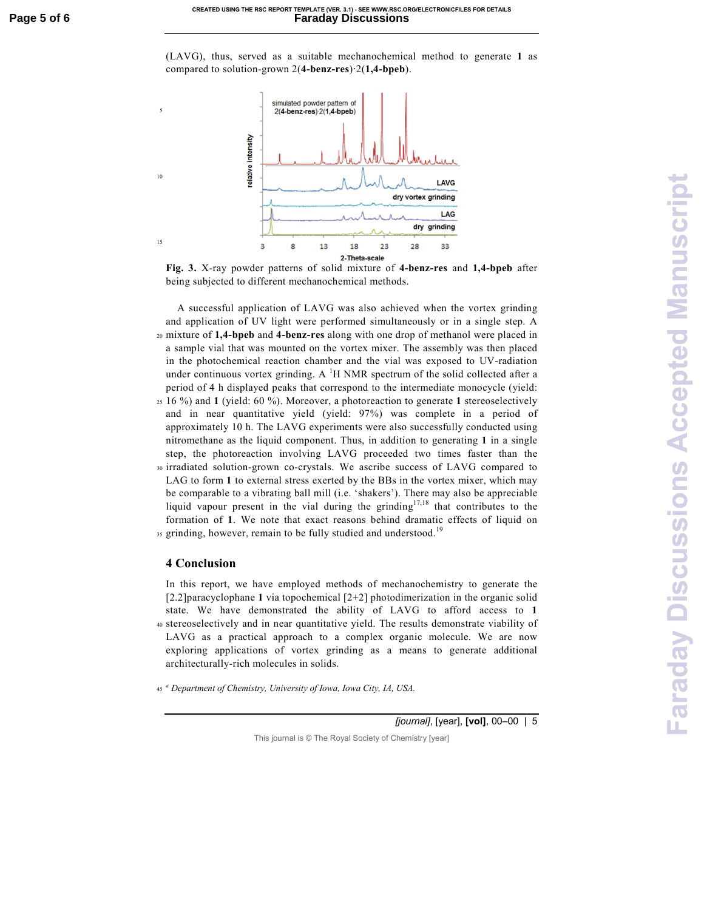(LAVG), thus, served as a suitable mechanochemical method to generate **1** as compared to solution-grown 2(**4-benz-res**)·2(**1,4-bpeb**).

**Fig. 3.** X-ray powder patterns of solid mixture of **4-benz-res** and **1,4-bpeb** after being subjected to different mechanochemical methods.

A successful application of LAVG was also achieved when the vortex grinding and application of UV light were performed simultaneously or in a single step. A mixture of **1,4-bpeb** and **4-benz-res** along with one drop of methanol were placed in a sample vial that was mounted on the vortex mixer. The assembly was then placed in the photochemical reaction chamber and the vial was exposed to UV-radiation under continuous vortex grinding. A $^{1}$H NMR spectrum of the solid collected after a period of 4 h displayed peaks that correspond to the intermediate monocycle (yield: 16 %) and **1** (yield: 60 %). Moreover, a photoreaction to generate **1** stereoselectively and in near quantitative yield (yield: 97%) was complete in a period of approximately 10 h. The LAVG experiments were also successfully conducted using nitromethane as the liquid component. Thus, in addition to generating **1** in a single step, the photoreaction involving LAVG proceeded two times faster than the irradiated solution-grown co-crystals. We ascribe success of LAVG compared to LAG to form **1** to external stress exerted by the BBs in the vortex mixer, which may be comparable to a vibrating ball mill (i.e. 'shakers'). There may also be appreciable liquid vapour present in the vial during the grinding[17,18] that contributes to the formation of **1**. We note that exact reasons behind dramatic effects of liquid on grinding, however, remain to be fully studied and understood.[19]

## 4 Conclusion

In this report, we have employed methods of mechanochemistry to generate the [2.2]paracyclophane **1** via topochemical [2+2] photodimerization in the organic solid state. We have demonstrated the ability of LAVG to afford access to **1** stereoselectively and in near quantitative yield. The results demonstrate viability of LAVG as a practical approach to a complex organic molecule. We are now exploring applications of vortex grinding as a means to generate additional architecturally-rich molecules in solids.

[a] *Department of Chemistry, University of Iowa, Iowa City, IA, USA.*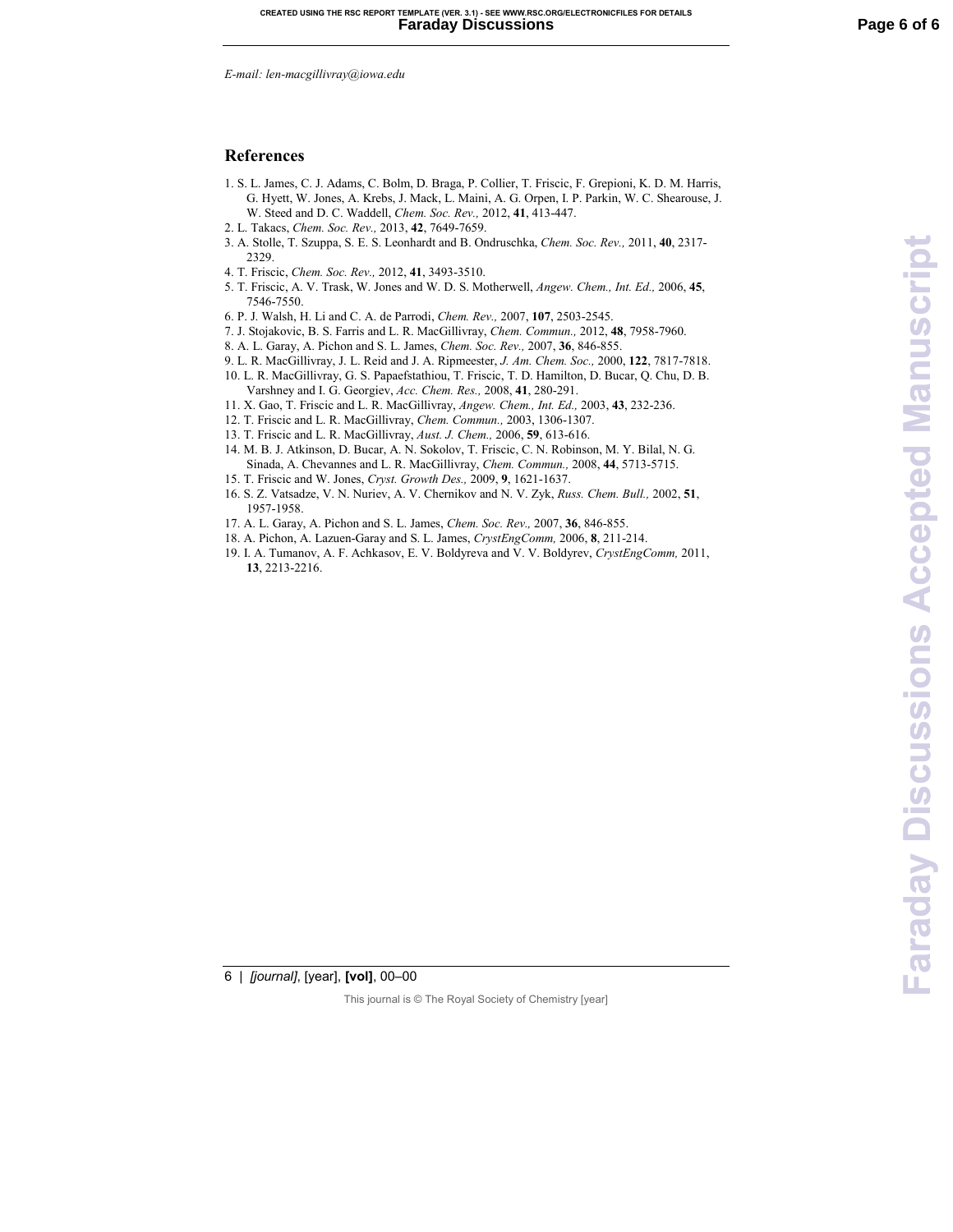E-mail: len-macgillivray@iowa.edu

## References

1. S. L. James, C. J. Adams, C. Bolm, D. Braga, P. Collier, T. Friscic, F. Grepioni, K. D. M. Harris, G. Hyett, W. Jones, A. Krebs, J. Mack, L. Maini, A. G. Orpen, I. P. Parkin, W. C. Shearouse, J. W. Steed and D. C. Waddell, *Chem. Soc. Rev.,* 2012, **41**, 413-447.
2. L. Takacs, *Chem. Soc. Rev.,* 2013, **42**, 7649-7659.
3. A. Stolle, T. Szuppa, S. E. S. Leonhardt and B. Ondruschka, *Chem. Soc. Rev.,* 2011, **40**, 2317-2329.
4. T. Friscic, *Chem. Soc. Rev.,* 2012, **41**, 3493-3510.
5. T. Friscic, A. V. Trask, W. Jones and W. D. S. Motherwell, *Angew. Chem., Int. Ed.,* 2006, **45**, 7546-7550.
6. P. J. Walsh, H. Li and C. A. de Parrodi, *Chem. Rev.,* 2007, **107**, 2503-2545.
7. J. Stojakovic, B. S. Farris and L. R. MacGillivray, *Chem. Commun.,* 2012, **48**, 7958-7960.
8. A. L. Garay, A. Pichon and S. L. James, *Chem. Soc. Rev.,* 2007, **36**, 846-855.
9. L. R. MacGillivray, J. L. Reid and J. A. Ripmeester, *J. Am. Chem. Soc.,* 2000, **122**, 7817-7818.
10. L. R. MacGillivray, G. S. Papaefstathiou, T. Friscic, T. D. Hamilton, D. Bucar, Q. Chu, D. B. Varshney and I. G. Georgiev, *Acc. Chem. Res.,* 2008, **41**, 280-291.
11. X. Gao, T. Friscic and L. R. MacGillivray, *Angew. Chem., Int. Ed.,* 2003, **43**, 232-236.
12. T. Friscic and L. R. MacGillivray, *Chem. Commun.,* 2003, 1306-1307.
13. T. Friscic and L. R. MacGillivray, *Aust. J. Chem.,* 2006, **59**, 613-616.
14. M. B. J. Atkinson, D. Bucar, A. N. Sokolov, T. Friscic, C. N. Robinson, M. Y. Bilal, N. G. Sinada, A. Chevannes and L. R. MacGillivray, *Chem. Commun.,* 2008, **44**, 5713-5715.
15. T. Friscic and W. Jones, *Cryst. Growth Des.,* 2009, **9**, 1621-1637.
16. S. Z. Vatsadze, V. N. Nuriev, A. V. Chernikov and N. V. Zyk, *Russ. Chem. Bull.,* 2002, **51**, 1957-1958.
17. A. L. Garay, A. Pichon and S. L. James, *Chem. Soc. Rev.,* 2007, **36**, 846-855.
18. A. Pichon, A. Lazuen-Garay and S. L. James, *CrystEngComm,* 2006, **8**, 211-214.
19. I. A. Tumanov, A. F. Achkasov, E. V. Boldyreva and V. V. Boldyrev, *CrystEngComm,* 2011, **13**, 2213-2216.